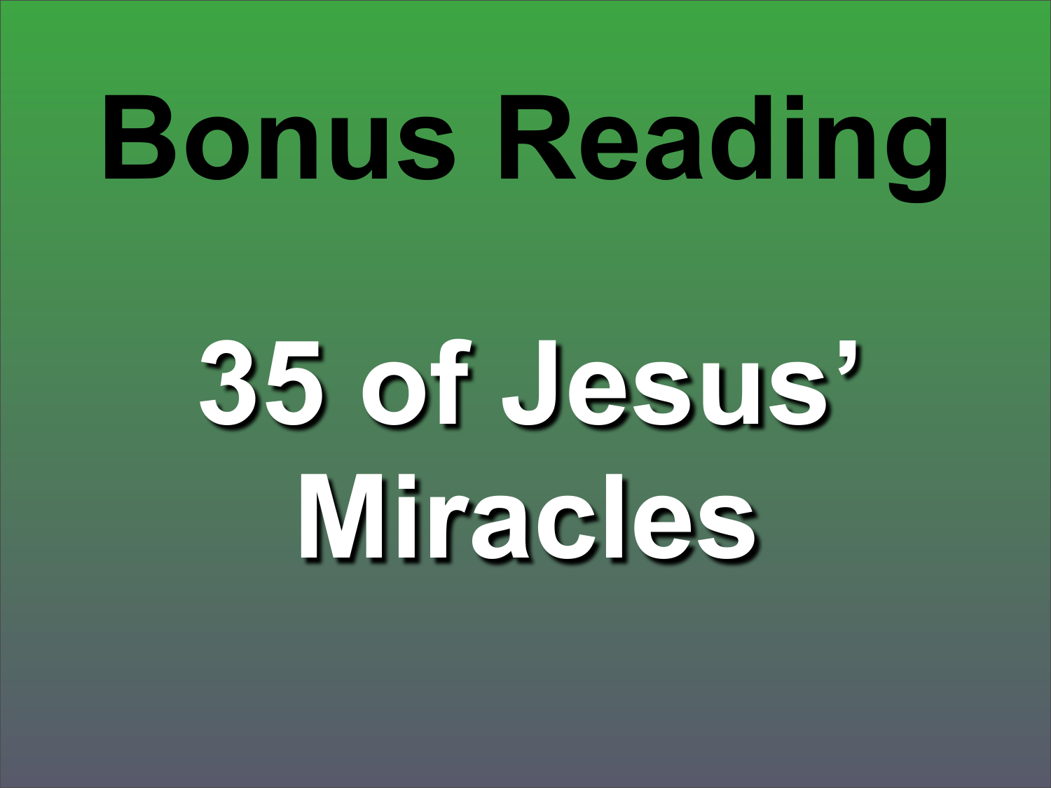# Bonus Reading

## 35 of Jesus' Miracles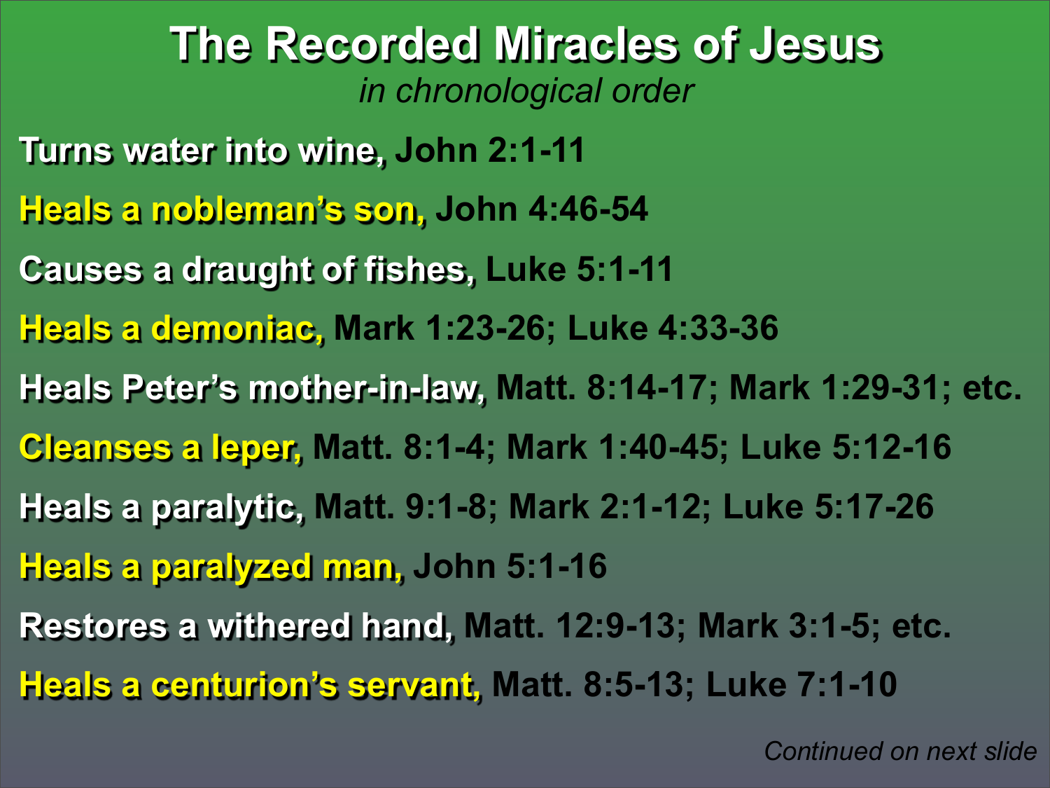# The Recorded Miracles of Jesus

*in chronological order*

**Turns water into wine,** John 2:1-11

**Heals a nobleman's son,** John 4:46-54

**Causes a draught of fishes,** Luke 5:1-11

**Heals a demoniac,** Mark 1:23-26; Luke 4:33-36

**Heals Peter's mother-in-law,** Matt. 8:14-17; Mark 1:29-31; etc.

**Cleanses a leper,** Matt. 8:1-4; Mark 1:40-45; Luke 5:12-16

**Heals a paralytic,** Matt. 9:1-8; Mark 2:1-12; Luke 5:17-26

**Heals a paralyzed man,** John 5:1-16

**Restores a withered hand,** Matt. 12:9-13; Mark 3:1-5; etc.

**Heals a centurion's servant,** Matt. 8:5-13; Luke 7:1-10

*Continued on next slide*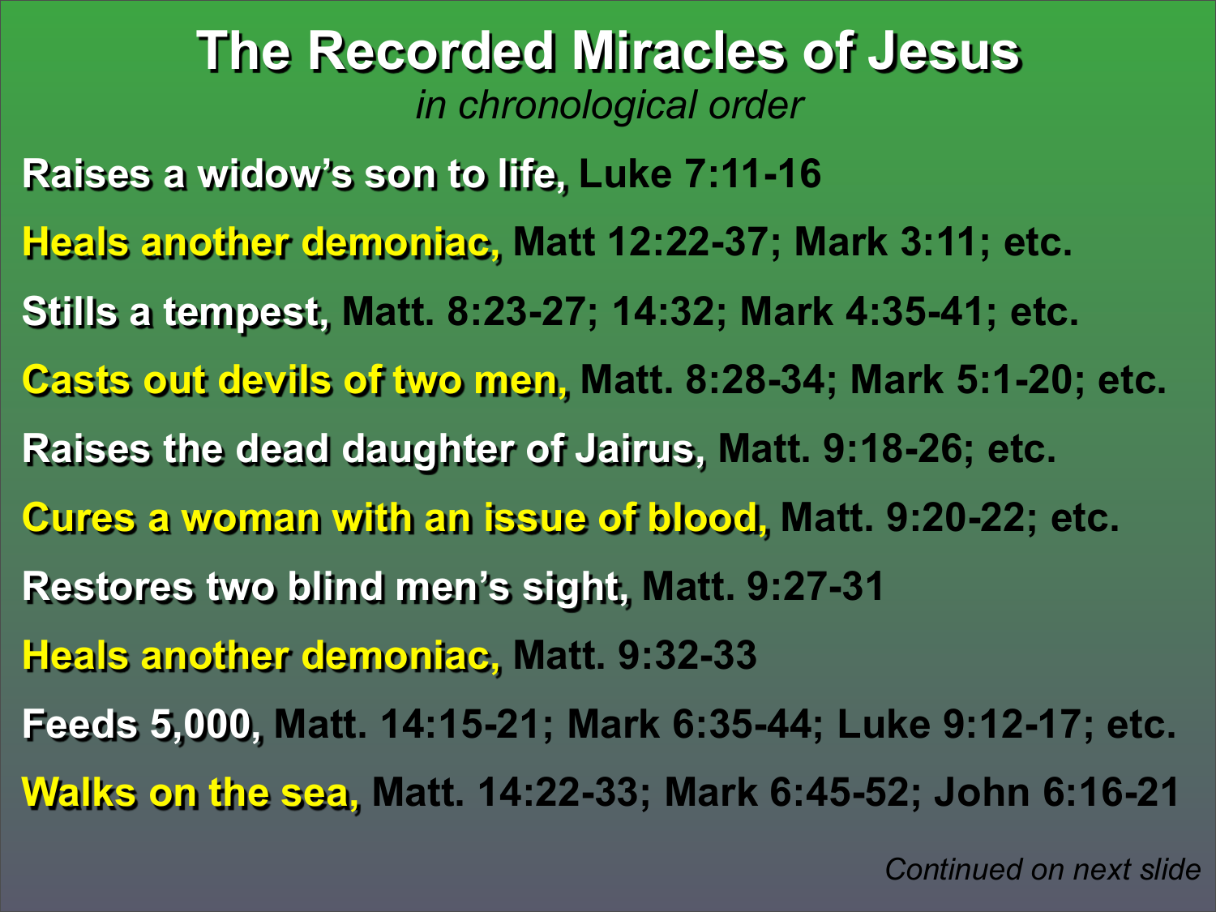# The Recorded Miracles of Jesus

*in chronological order*

**Raises a widow's son to life,** Luke 7:11-16

**Heals another demoniac,** Matt 12:22-37; Mark 3:11; etc.

**Stills a tempest,** Matt. 8:23-27; 14:32; Mark 4:35-41; etc.

**Casts out devils of two men,** Matt. 8:28-34; Mark 5:1-20; etc.

**Raises the dead daughter of Jairus,** Matt. 9:18-26; etc.

**Cures a woman with an issue of blood,** Matt. 9:20-22; etc.

**Restores two blind men's sight,** Matt. 9:27-31

**Heals another demoniac,** Matt. 9:32-33

**Feeds 5,000,** Matt. 14:15-21; Mark 6:35-44; Luke 9:12-17; etc.

**Walks on the sea,** Matt. 14:22-33; Mark 6:45-52; John 6:16-21

*Continued on next slide*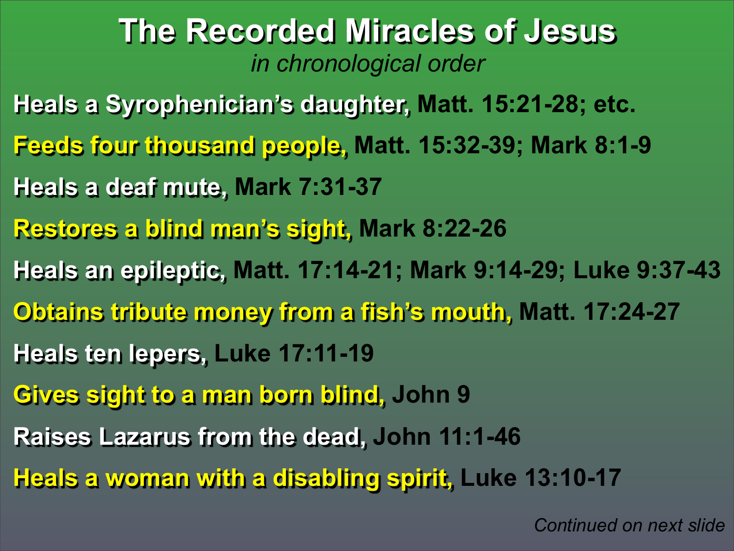# The Recorded Miracles of Jesus

*in chronological order*

**Heals a Syrophenician's daughter,** Matt. 15:21-28; etc.

**Feeds four thousand people,** Matt. 15:32-39; Mark 8:1-9

**Heals a deaf mute,** Mark 7:31-37

**Restores a blind man's sight,** Mark 8:22-26

**Heals an epileptic,** Matt. 17:14-21; Mark 9:14-29; Luke 9:37-43

**Obtains tribute money from a fish's mouth,** Matt. 17:24-27

**Heals ten lepers,** Luke 17:11-19

**Gives sight to a man born blind,** John 9

**Raises Lazarus from the dead,** John 11:1-46

**Heals a woman with a disabling spirit,** Luke 13:10-17

*Continued on next slide*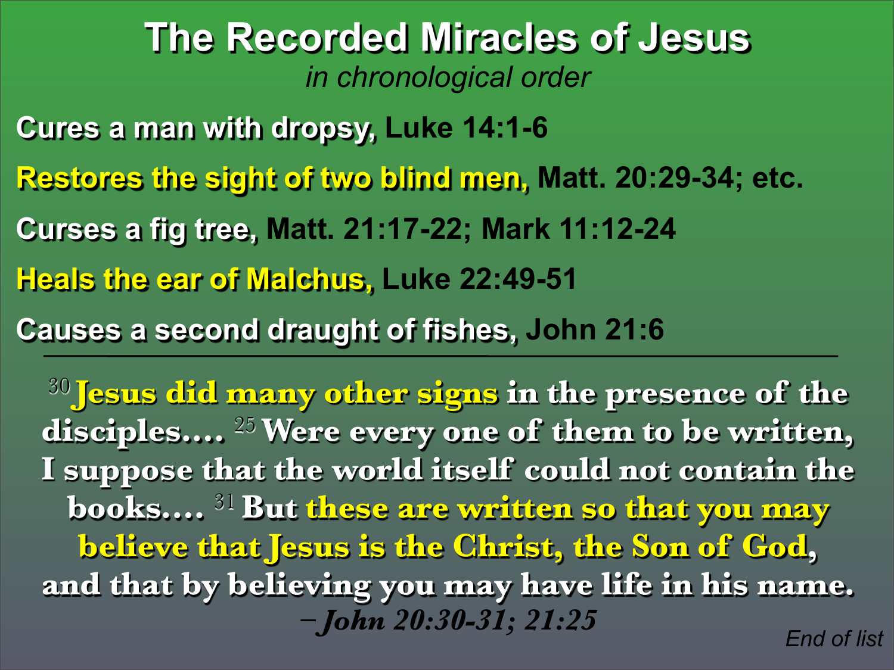# The Recorded Miracles of Jesus

*in chronological order*

**Cures a man with dropsy,** Luke 14:1-6

**Restores the sight of two blind men,** Matt. 20:29-34; etc.

**Curses a fig tree,** Matt. 21:17-22; Mark 11:12-24

**Heals the ear of Malchus,** Luke 22:49-51

**Causes a second draught of fishes,** John 21:6

---

[30] **Jesus did many other signs** in the presence of the disciples.... [25] Were every one of them to be written, I suppose that the world itself could not contain the books.... [31] But **these are written so that you may believe that Jesus is the Christ, the Son of God**, and that by believing you may have life in his name.

*–John 20:30-31; 21:25*

*End of list*